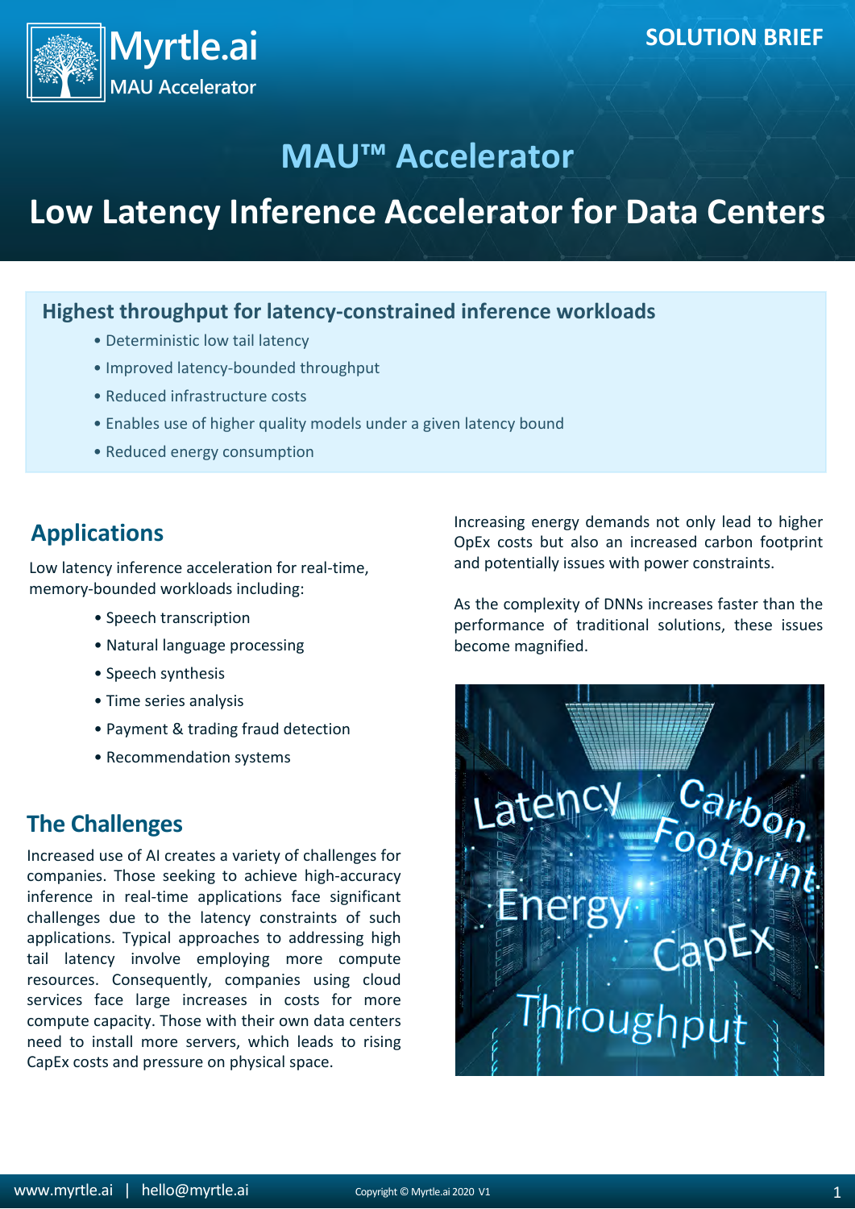# MAU™ Accelerator

# Low Latency Inference Accelerator for Data Centers

### Highest throughput for latency-constrained inference workloads

- Deterministic low tail latency
- Improved latency-bounded throughput
- Reduced infrastructure costs
- Enables use of higher quality models under a given latency bound
- Reduced energy consumption

## Applications

Low latency inference acceleration for real-time, memory-bounded workloads including:

- Speech transcription
- Natural language processing
- Speech synthesis
- Time series analysis
- Payment & trading fraud detection
- Recommendation systems

## The Challenges

Increased use of AI creates a variety of challenges for companies. Those seeking to achieve high-accuracy inference in real-time applications face significant challenges due to the latency constraints of such applications. Typical approaches to addressing high tail latency involve employing more compute resources. Consequently, companies using cloud services face large increases in costs for more compute capacity. Those with their own data centers need to install more servers, which leads to rising CapEx costs and pressure on physical space.

Increasing energy demands not only lead to higher OpEx costs but also an increased carbon footprint and potentially issues with power constraints.

As the complexity of DNNs increases faster than the performance of traditional solutions, these issues become magnified.

www.myrtle.ai | hello@myrtle.ai

Copyright © Myrtle.ai 2020 V1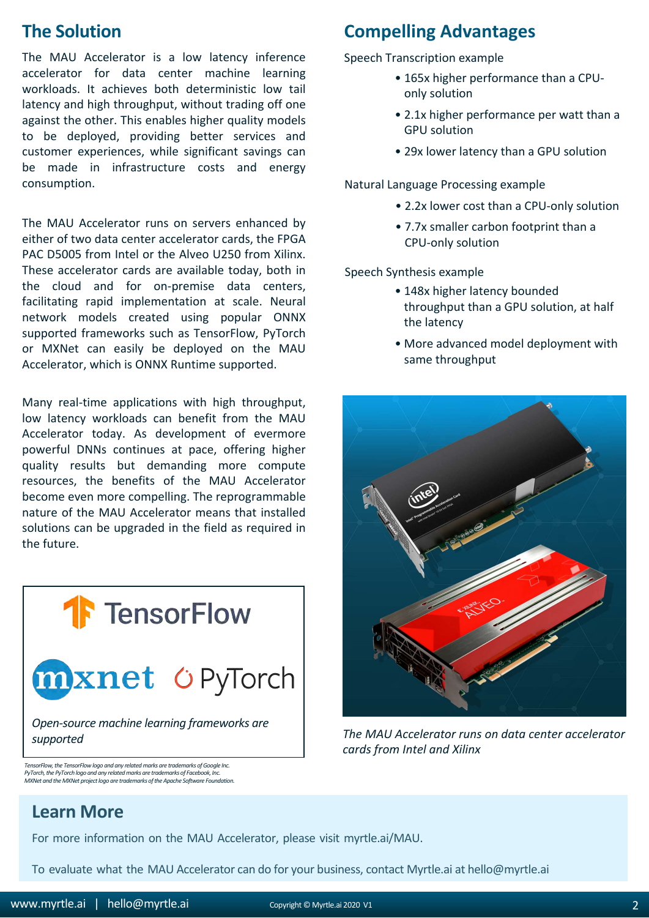## The Solution

The MAU Accelerator is a low latency inference accelerator for data center machine learning workloads. It achieves both deterministic low tail latency and high throughput, without trading off one against the other. This enables higher quality models to be deployed, providing better services and customer experiences, while significant savings can be made in infrastructure costs and energy consumption.

The MAU Accelerator runs on servers enhanced by either of two data center accelerator cards, the FPGA PAC D5005 from Intel or the Alveo U250 from Xilinx. These accelerator cards are available today, both in the cloud and for on-premise data centers, facilitating rapid implementation at scale. Neural network models created using popular ONNX supported frameworks such as TensorFlow, PyTorch or MXNet can easily be deployed on the MAU Accelerator, which is ONNX Runtime supported.

Many real-time applications with high throughput, low latency workloads can benefit from the MAU Accelerator today. As development of evermore powerful DNNs continues at pace, offering higher quality results but demanding more compute resources, the benefits of the MAU Accelerator become even more compelling. The reprogrammable nature of the MAU Accelerator means that installed solutions can be upgraded in the field as required in the future.

TensorFlow

mxnet PyTorch

*Open-source machine learning frameworks are supported*

*TensorFlow, the TensorFlow logo and any related marks are trademarks of Google Inc.*
*PyTorch, the PyTorch logo and any related marks are trademarks of Facebook, Inc.*
*MXNet and the MXNet project logo are trademarks of the Apache Software Foundation.*

## Compelling Advantages

Speech Transcription example

- 165x higher performance than a CPU-only solution
- 2.1x higher performance per watt than a GPU solution
- 29x lower latency than a GPU solution

Natural Language Processing example

- 2.2x lower cost than a CPU-only solution
- 7.7x smaller carbon footprint than a CPU-only solution

Speech Synthesis example

- 148x higher latency bounded throughput than a GPU solution, at half the latency
- More advanced model deployment with same throughput

*The MAU Accelerator runs on data center accelerator cards from Intel and Xilinx*

## Learn More

For more information on the MAU Accelerator, please visit myrtle.ai/MAU.

To evaluate what the MAU Accelerator can do for your business, contact Myrtle.ai at hello@myrtle.ai

www.myrtle.ai | hello@myrtle.ai

Copyright © Myrtle.ai 2020 V1